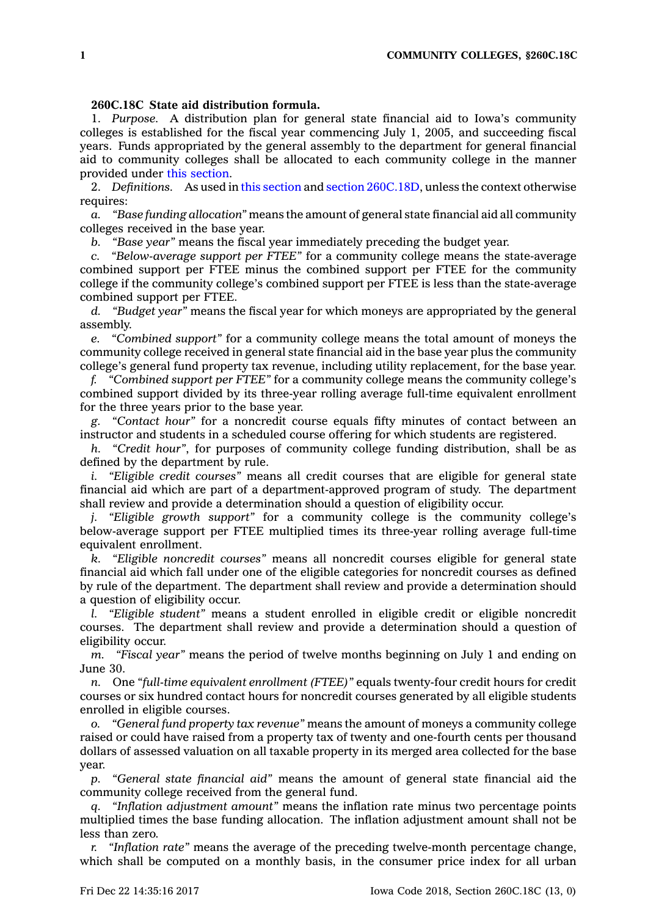**260C.18C State aid distribution formula.**

1. *Purpose.* A distribution plan for general state financial aid to Iowa's community colleges is established for the fiscal year commencing July 1, 2005, and succeeding fiscal years. Funds appropriated by the general assembly to the department for general financial aid to community colleges shall be allocated to each community college in the manner provided under this section.

2. *Definitions.* As used in this section and section 260C.18D, unless the context otherwise requires:

*a.* *"Base funding allocation"* means the amount of general state financial aid all community colleges received in the base year.

*b.* *"Base year"* means the fiscal year immediately preceding the budget year.

*c.* *"Below-average support per FTEE"* for a community college means the state-average combined support per FTEE minus the combined support per FTEE for the community college if the community college's combined support per FTEE is less than the state-average combined support per FTEE.

*d.* *"Budget year"* means the fiscal year for which moneys are appropriated by the general assembly.

*e.* *"Combined support"* for a community college means the total amount of moneys the community college received in general state financial aid in the base year plus the community college's general fund property tax revenue, including utility replacement, for the base year.

*f.* *"Combined support per FTEE"* for a community college means the community college's combined support divided by its three-year rolling average full-time equivalent enrollment for the three years prior to the base year.

*g.* *"Contact hour"* for a noncredit course equals fifty minutes of contact between an instructor and students in a scheduled course offering for which students are registered.

*h.* *"Credit hour"*, for purposes of community college funding distribution, shall be as defined by the department by rule.

*i.* *"Eligible credit courses"* means all credit courses that are eligible for general state financial aid which are part of a department-approved program of study. The department shall review and provide a determination should a question of eligibility occur.

*j.* *"Eligible growth support"* for a community college is the community college's below-average support per FTEE multiplied times its three-year rolling average full-time equivalent enrollment.

*k.* *"Eligible noncredit courses"* means all noncredit courses eligible for general state financial aid which fall under one of the eligible categories for noncredit courses as defined by rule of the department. The department shall review and provide a determination should a question of eligibility occur.

*l.* *"Eligible student"* means a student enrolled in eligible credit or eligible noncredit courses. The department shall review and provide a determination should a question of eligibility occur.

*m.* *"Fiscal year"* means the period of twelve months beginning on July 1 and ending on June 30.

*n.* One *"full-time equivalent enrollment (FTEE)"* equals twenty-four credit hours for credit courses or six hundred contact hours for noncredit courses generated by all eligible students enrolled in eligible courses.

*o.* *"General fund property tax revenue"* means the amount of moneys a community college raised or could have raised from a property tax of twenty and one-fourth cents per thousand dollars of assessed valuation on all taxable property in its merged area collected for the base year.

*p.* *"General state financial aid"* means the amount of general state financial aid the community college received from the general fund.

*q.* *"Inflation adjustment amount"* means the inflation rate minus two percentage points multiplied times the base funding allocation. The inflation adjustment amount shall not be less than zero.

*r.* *"Inflation rate"* means the average of the preceding twelve-month percentage change, which shall be computed on a monthly basis, in the consumer price index for all urban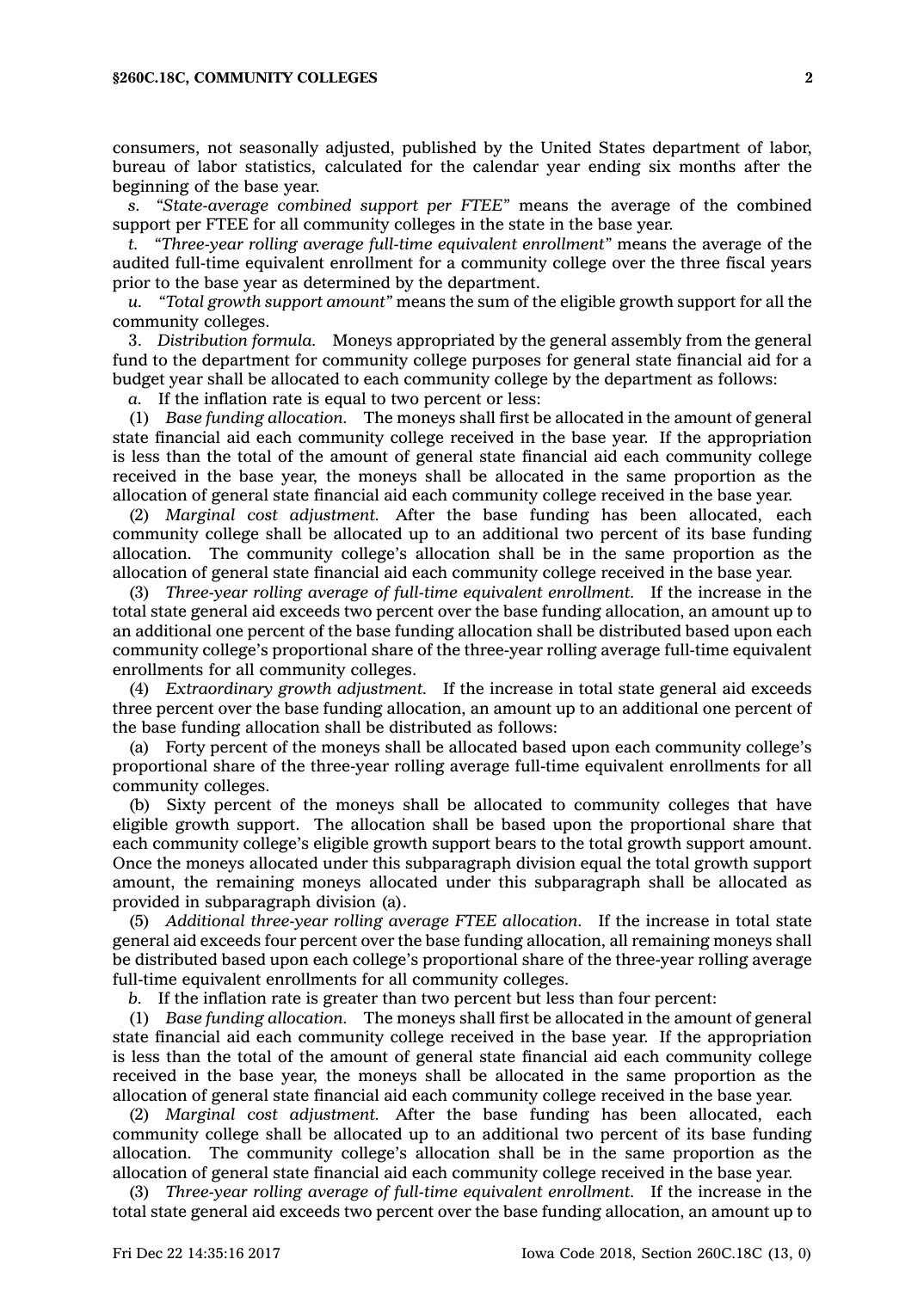consumers, not seasonally adjusted, published by the United States department of labor, bureau of labor statistics, calculated for the calendar year ending six months after the beginning of the base year.

*s.* *"State-average combined support per FTEE"* means the average of the combined support per FTEE for all community colleges in the state in the base year.

*t.* *"Three-year rolling average full-time equivalent enrollment"* means the average of the audited full-time equivalent enrollment for a community college over the three fiscal years prior to the base year as determined by the department.

*u.* *"Total growth support amount"* means the sum of the eligible growth support for all the community colleges.

3. *Distribution formula.* Moneys appropriated by the general assembly from the general fund to the department for community college purposes for general state financial aid for a budget year shall be allocated to each community college by the department as follows:

*a.* If the inflation rate is equal to two percent or less:

(1) *Base funding allocation.* The moneys shall first be allocated in the amount of general state financial aid each community college received in the base year. If the appropriation is less than the total of the amount of general state financial aid each community college received in the base year, the moneys shall be allocated in the same proportion as the allocation of general state financial aid each community college received in the base year.

(2) *Marginal cost adjustment.* After the base funding has been allocated, each community college shall be allocated up to an additional two percent of its base funding allocation. The community college's allocation shall be in the same proportion as the allocation of general state financial aid each community college received in the base year.

(3) *Three-year rolling average of full-time equivalent enrollment.* If the increase in the total state general aid exceeds two percent over the base funding allocation, an amount up to an additional one percent of the base funding allocation shall be distributed based upon each community college's proportional share of the three-year rolling average full-time equivalent enrollments for all community colleges.

(4) *Extraordinary growth adjustment.* If the increase in total state general aid exceeds three percent over the base funding allocation, an amount up to an additional one percent of the base funding allocation shall be distributed as follows:

(a) Forty percent of the moneys shall be allocated based upon each community college's proportional share of the three-year rolling average full-time equivalent enrollments for all community colleges.

(b) Sixty percent of the moneys shall be allocated to community colleges that have eligible growth support. The allocation shall be based upon the proportional share that each community college's eligible growth support bears to the total growth support amount. Once the moneys allocated under this subparagraph division equal the total growth support amount, the remaining moneys allocated under this subparagraph shall be allocated as provided in subparagraph division (a).

(5) *Additional three-year rolling average FTEE allocation.* If the increase in total state general aid exceeds four percent over the base funding allocation, all remaining moneys shall be distributed based upon each college's proportional share of the three-year rolling average full-time equivalent enrollments for all community colleges.

*b.* If the inflation rate is greater than two percent but less than four percent:

(1) *Base funding allocation.* The moneys shall first be allocated in the amount of general state financial aid each community college received in the base year. If the appropriation is less than the total of the amount of general state financial aid each community college received in the base year, the moneys shall be allocated in the same proportion as the allocation of general state financial aid each community college received in the base year.

(2) *Marginal cost adjustment.* After the base funding has been allocated, each community college shall be allocated up to an additional two percent of its base funding allocation. The community college's allocation shall be in the same proportion as the allocation of general state financial aid each community college received in the base year.

(3) *Three-year rolling average of full-time equivalent enrollment.* If the increase in the total state general aid exceeds two percent over the base funding allocation, an amount up to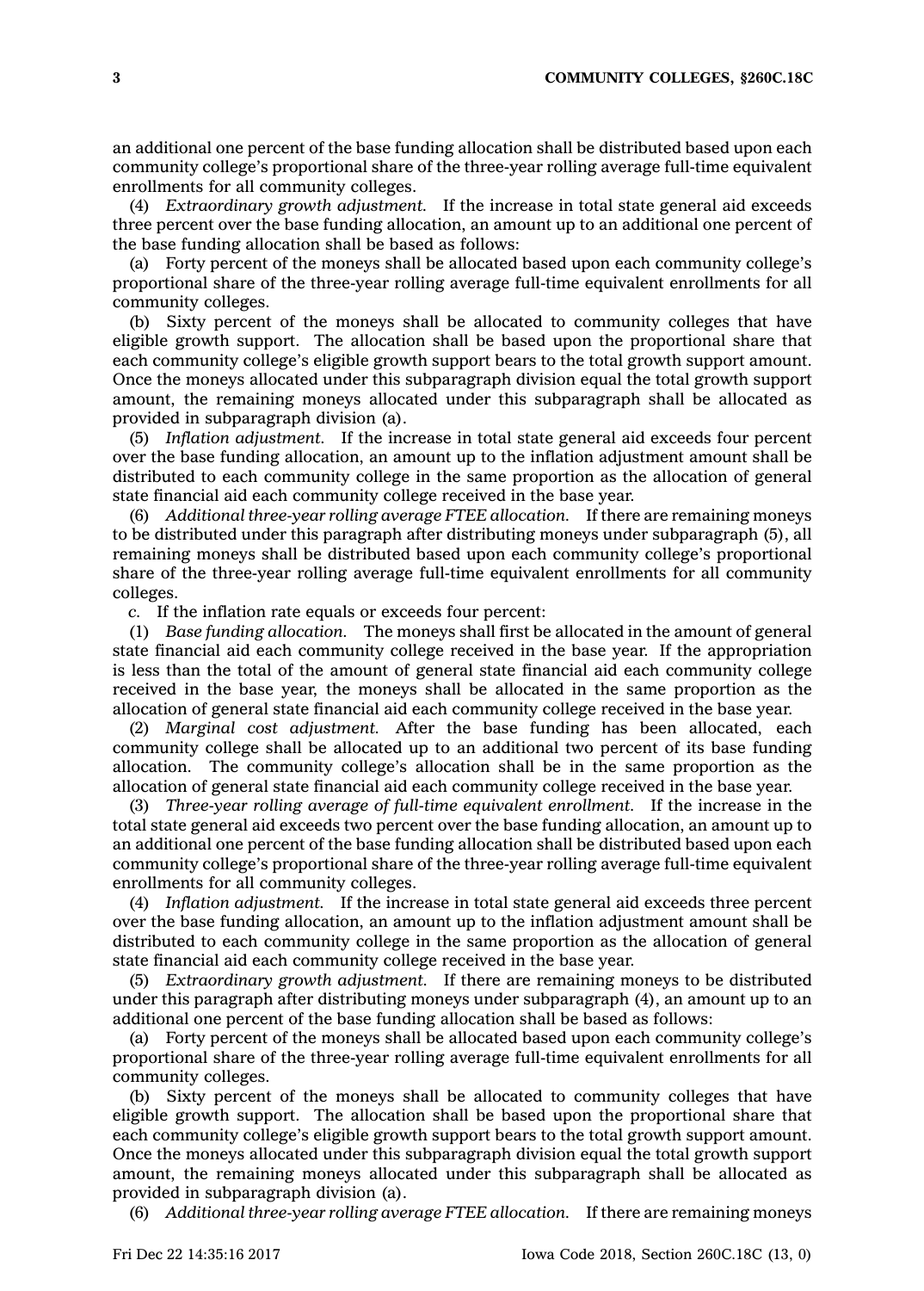an additional one percent of the base funding allocation shall be distributed based upon each community college's proportional share of the three-year rolling average full-time equivalent enrollments for all community colleges.

(4) *Extraordinary growth adjustment.* If the increase in total state general aid exceeds three percent over the base funding allocation, an amount up to an additional one percent of the base funding allocation shall be based as follows:

(a) Forty percent of the moneys shall be allocated based upon each community college's proportional share of the three-year rolling average full-time equivalent enrollments for all community colleges.

(b) Sixty percent of the moneys shall be allocated to community colleges that have eligible growth support. The allocation shall be based upon the proportional share that each community college's eligible growth support bears to the total growth support amount. Once the moneys allocated under this subparagraph division equal the total growth support amount, the remaining moneys allocated under this subparagraph shall be allocated as provided in subparagraph division (a).

(5) *Inflation adjustment.* If the increase in total state general aid exceeds four percent over the base funding allocation, an amount up to the inflation adjustment amount shall be distributed to each community college in the same proportion as the allocation of general state financial aid each community college received in the base year.

(6) *Additional three-year rolling average FTEE allocation.* If there are remaining moneys to be distributed under this paragraph after distributing moneys under subparagraph (5), all remaining moneys shall be distributed based upon each community college's proportional share of the three-year rolling average full-time equivalent enrollments for all community colleges.

*c.* If the inflation rate equals or exceeds four percent:

(1) *Base funding allocation.* The moneys shall first be allocated in the amount of general state financial aid each community college received in the base year. If the appropriation is less than the total of the amount of general state financial aid each community college received in the base year, the moneys shall be allocated in the same proportion as the allocation of general state financial aid each community college received in the base year.

(2) *Marginal cost adjustment.* After the base funding has been allocated, each community college shall be allocated up to an additional two percent of its base funding allocation. The community college's allocation shall be in the same proportion as the allocation of general state financial aid each community college received in the base year.

(3) *Three-year rolling average of full-time equivalent enrollment.* If the increase in the total state general aid exceeds two percent over the base funding allocation, an amount up to an additional one percent of the base funding allocation shall be distributed based upon each community college's proportional share of the three-year rolling average full-time equivalent enrollments for all community colleges.

(4) *Inflation adjustment.* If the increase in total state general aid exceeds three percent over the base funding allocation, an amount up to the inflation adjustment amount shall be distributed to each community college in the same proportion as the allocation of general state financial aid each community college received in the base year.

(5) *Extraordinary growth adjustment.* If there are remaining moneys to be distributed under this paragraph after distributing moneys under subparagraph (4), an amount up to an additional one percent of the base funding allocation shall be based as follows:

(a) Forty percent of the moneys shall be allocated based upon each community college's proportional share of the three-year rolling average full-time equivalent enrollments for all community colleges.

(b) Sixty percent of the moneys shall be allocated to community colleges that have eligible growth support. The allocation shall be based upon the proportional share that each community college's eligible growth support bears to the total growth support amount. Once the moneys allocated under this subparagraph division equal the total growth support amount, the remaining moneys allocated under this subparagraph shall be allocated as provided in subparagraph division (a).

(6) *Additional three-year rolling average FTEE allocation.* If there are remaining moneys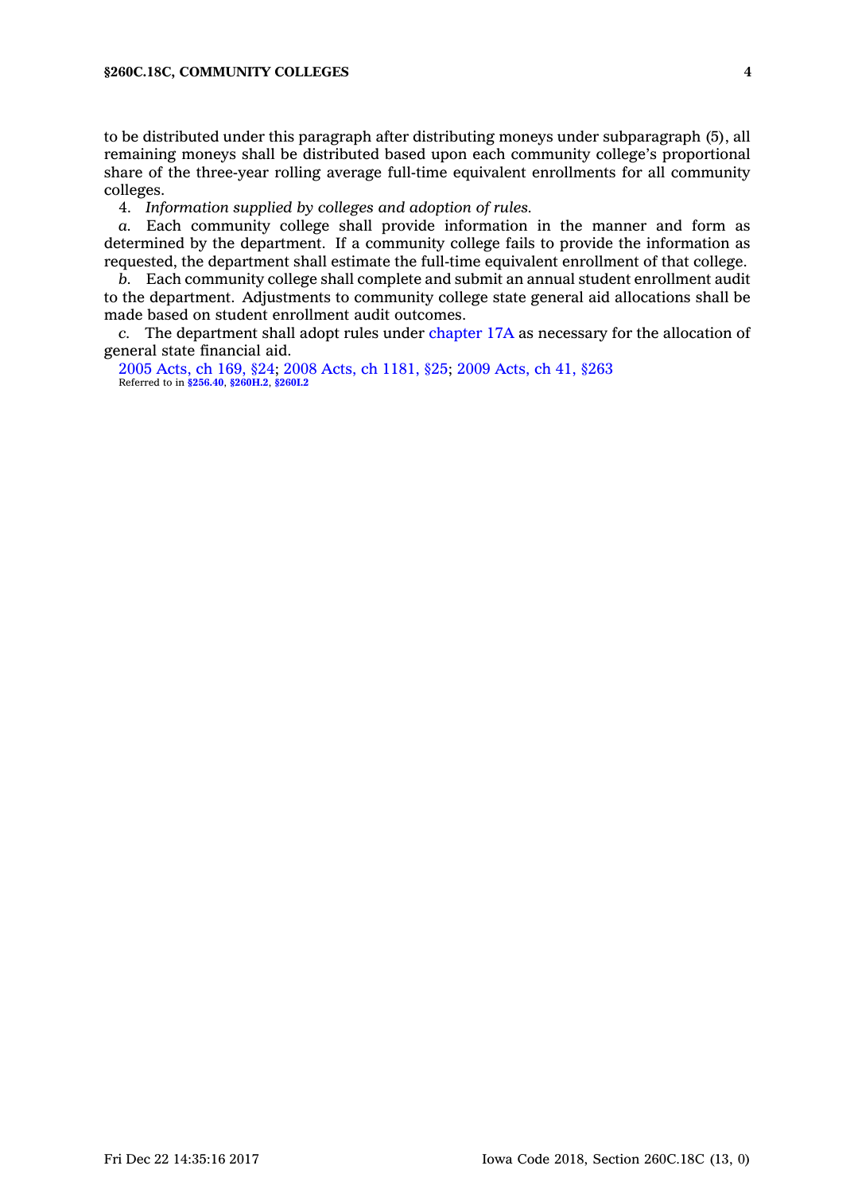to be distributed under this paragraph after distributing moneys under subparagraph (5), all remaining moneys shall be distributed based upon each community college's proportional share of the three-year rolling average full-time equivalent enrollments for all community colleges.

4. *Information supplied by colleges and adoption of rules.*

*a.* Each community college shall provide information in the manner and form as determined by the department. If a community college fails to provide the information as requested, the department shall estimate the full-time equivalent enrollment of that college.

*b.* Each community college shall complete and submit an annual student enrollment audit to the department. Adjustments to community college state general aid allocations shall be made based on student enrollment audit outcomes.

*c.* The department shall adopt rules under chapter 17A as necessary for the allocation of general state financial aid.

2005 Acts, ch 169, §24; 2008 Acts, ch 1181, §25; 2009 Acts, ch 41, §263

Referred to in **§256.40**, **§260H.2**, **§260I.2**